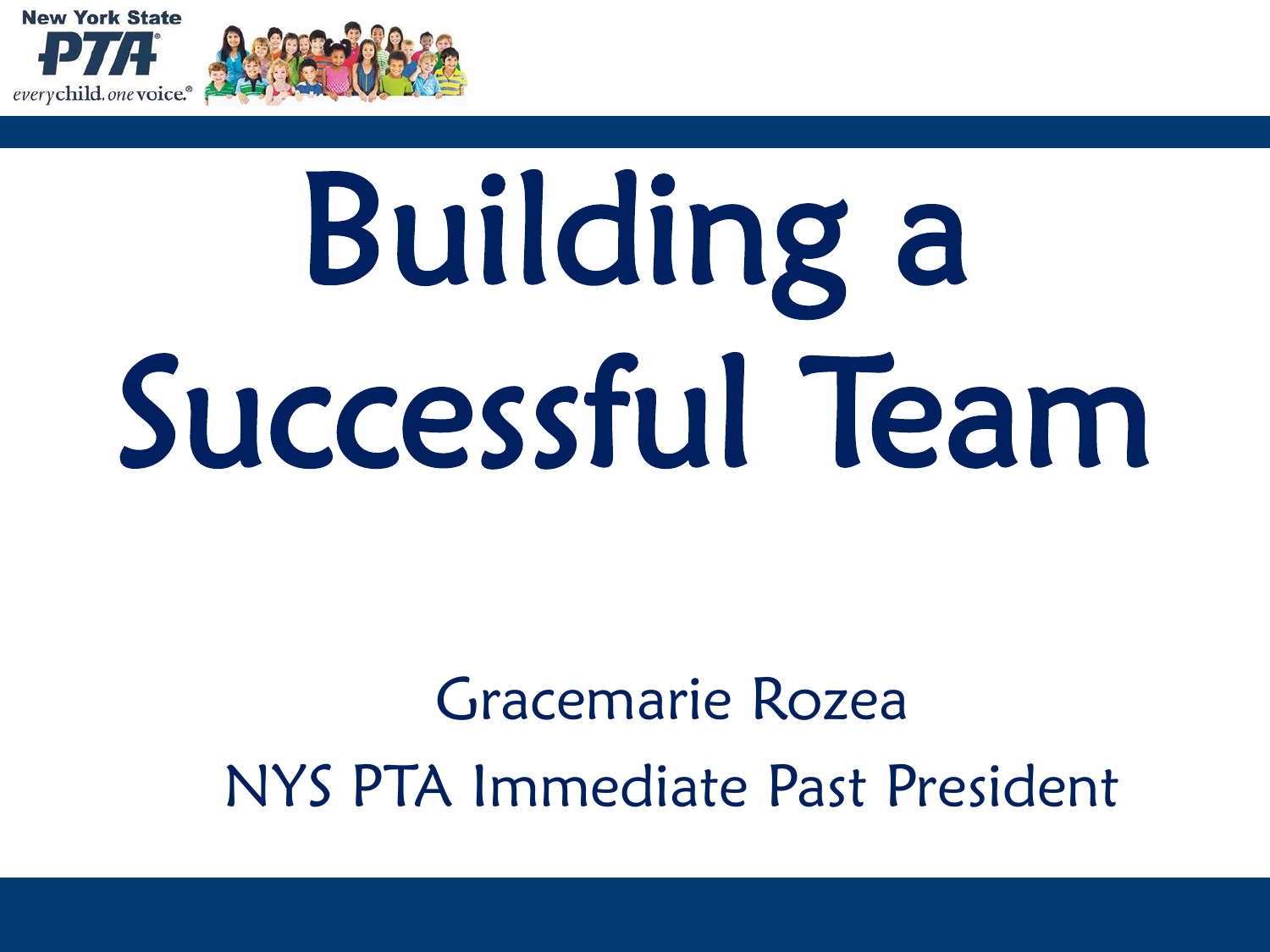New York State PTA
everychild. onevoice.

# Building a Successful Team

Gracemarie Rozea

NYS PTA Immediate Past President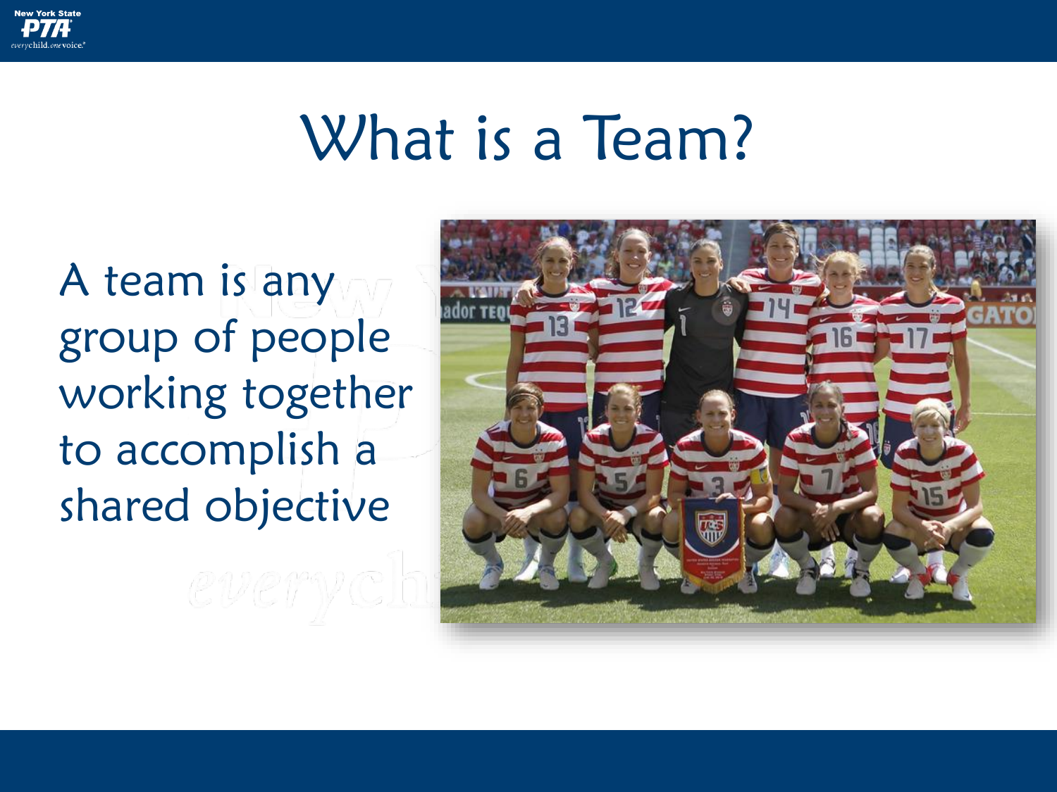# What is a Team?

A team is any group of people working together to accomplish a shared objective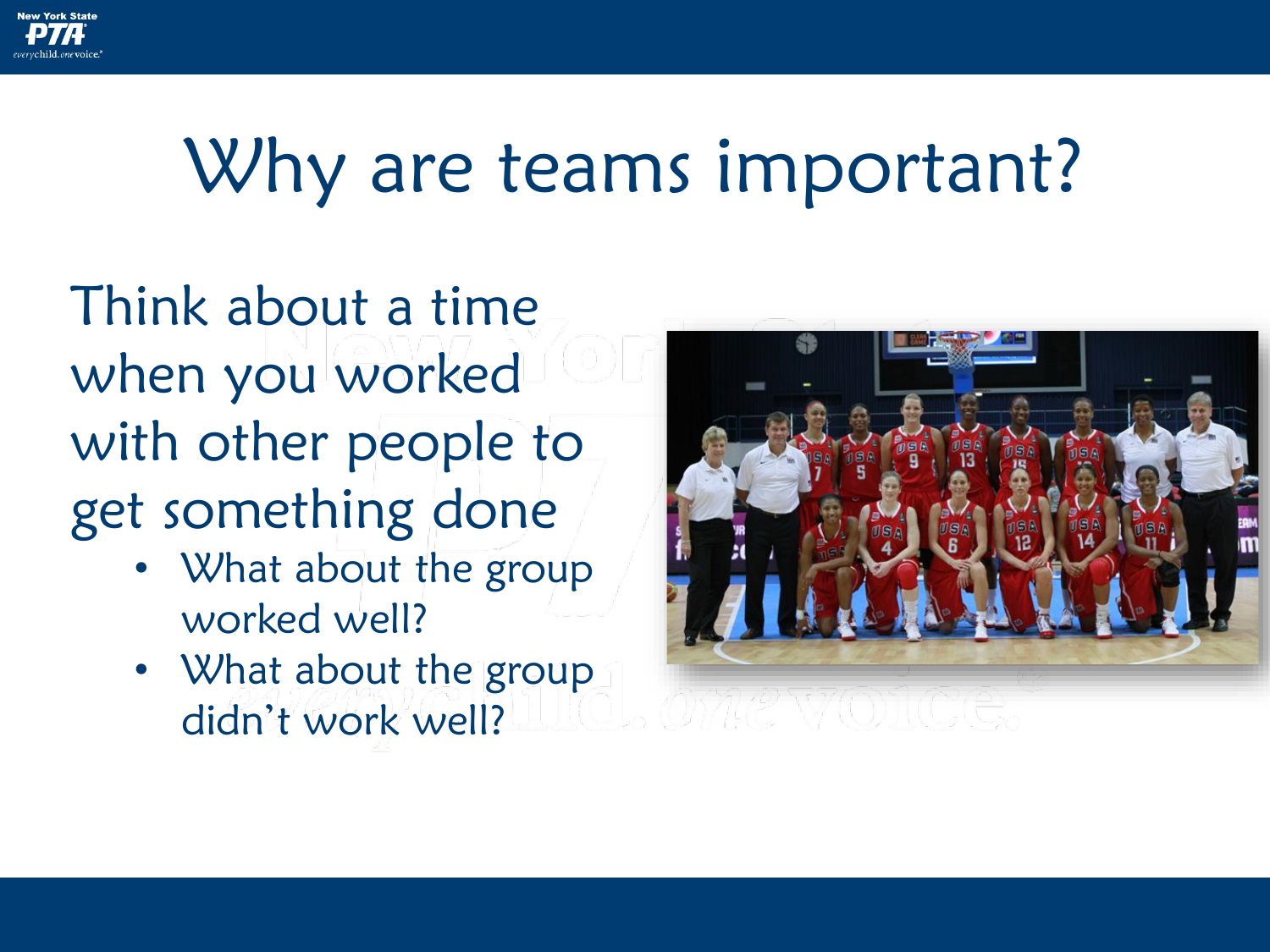# Why are teams important?

Think about a time when you worked with other people to get something done

- What about the group worked well?
- What about the group didn't work well?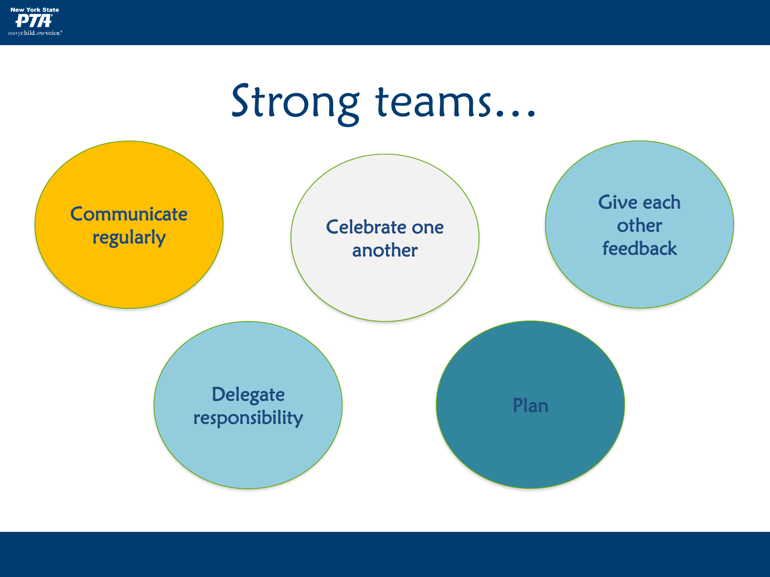# Strong teams…

- Communicate regularly
- Celebrate one another
- Give each other feedback
- Delegate responsibility
- Plan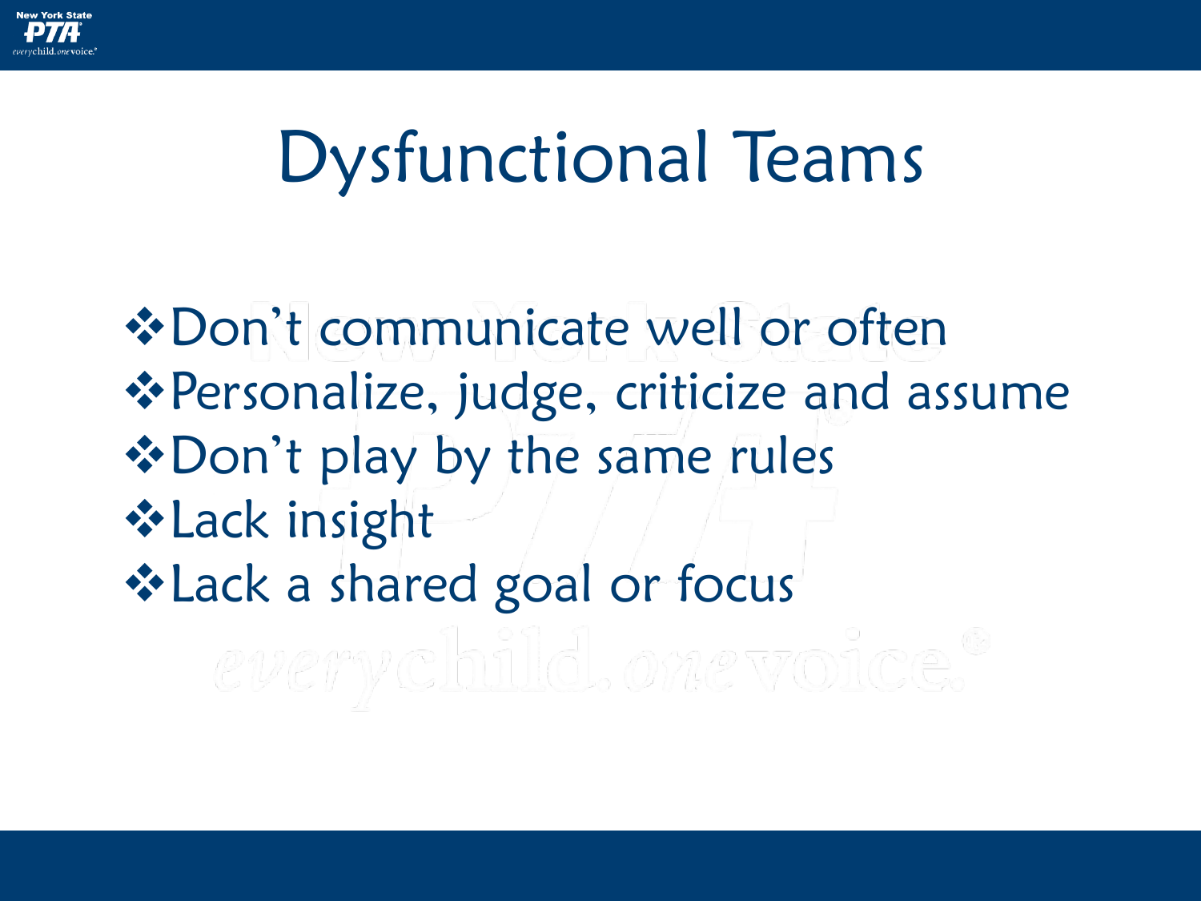# Dysfunctional Teams

- Don't communicate well or often
- Personalize, judge, criticize and assume
- Don't play by the same rules
- Lack insight
- Lack a shared goal or focus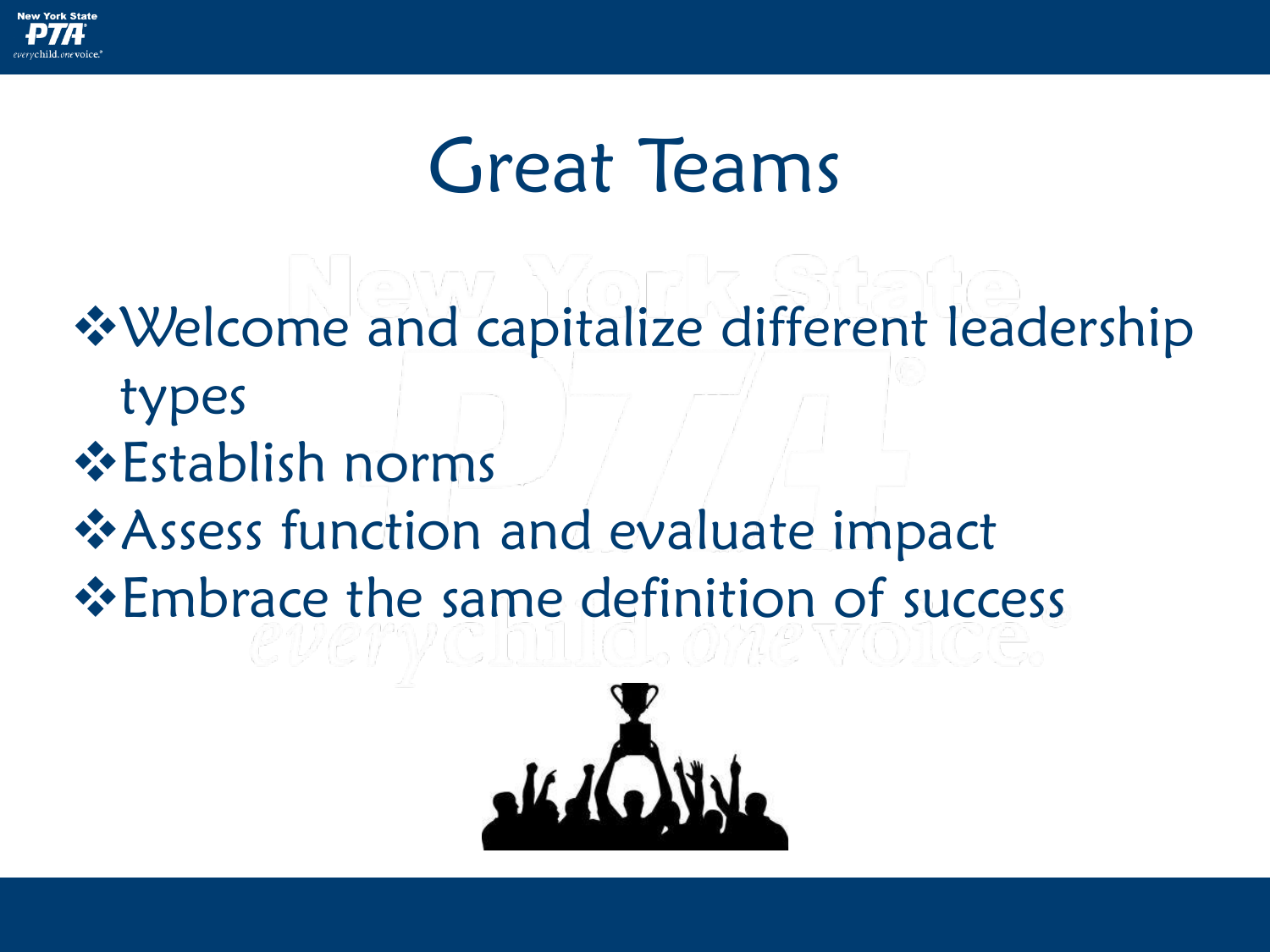# Great Teams

- Welcome and capitalize different leadership types
- Establish norms
- Assess function and evaluate impact
- Embrace the same definition of success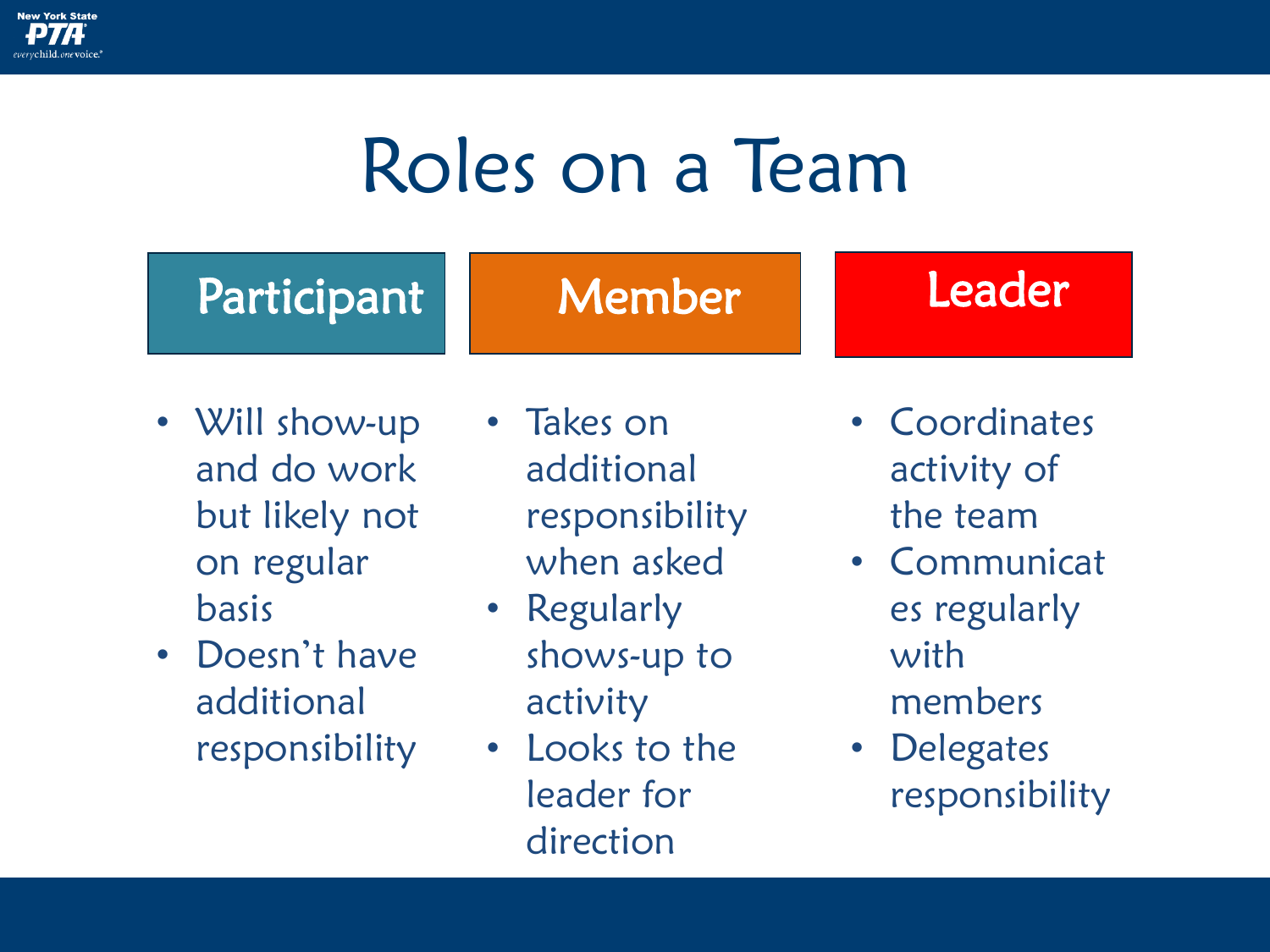# Roles on a Team

## Participant

- Will show-up and do work but likely not on regular basis
- Doesn't have additional responsibility

## Member

- Takes on additional responsibility when asked
- Regularly shows-up to activity
- Looks to the leader for direction

## Leader

- Coordinates activity of the team
- Communicates regularly with members
- Delegates responsibility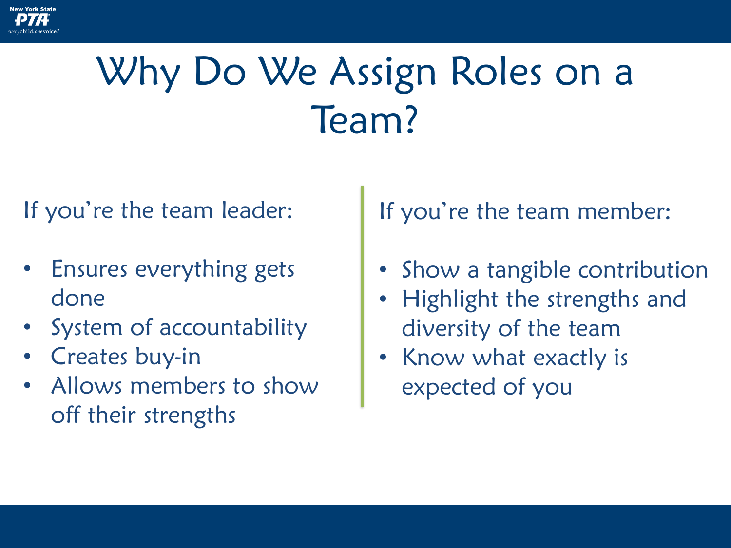# Why Do We Assign Roles on a Team?

If you're the team leader:

- Ensures everything gets done
- System of accountability
- Creates buy-in
- Allows members to show off their strengths

If you're the team member:

- Show a tangible contribution
- Highlight the strengths and diversity of the team
- Know what exactly is expected of you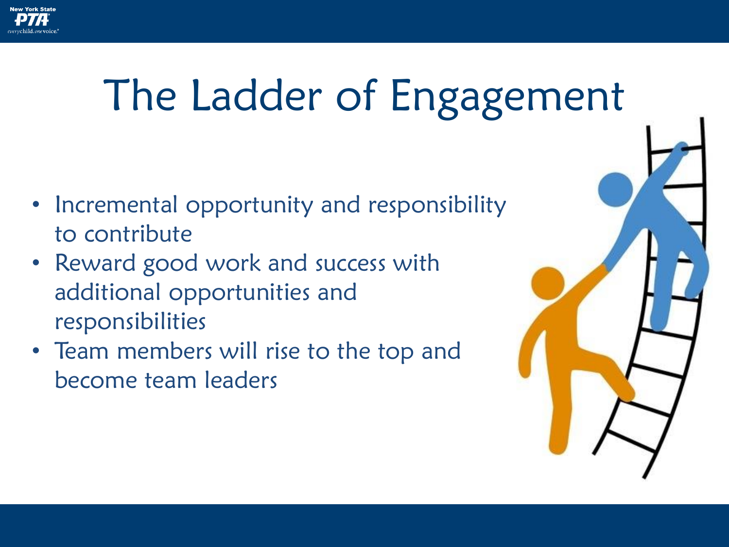# The Ladder of Engagement

- Incremental opportunity and responsibility to contribute
- Reward good work and success with additional opportunities and responsibilities
- Team members will rise to the top and become team leaders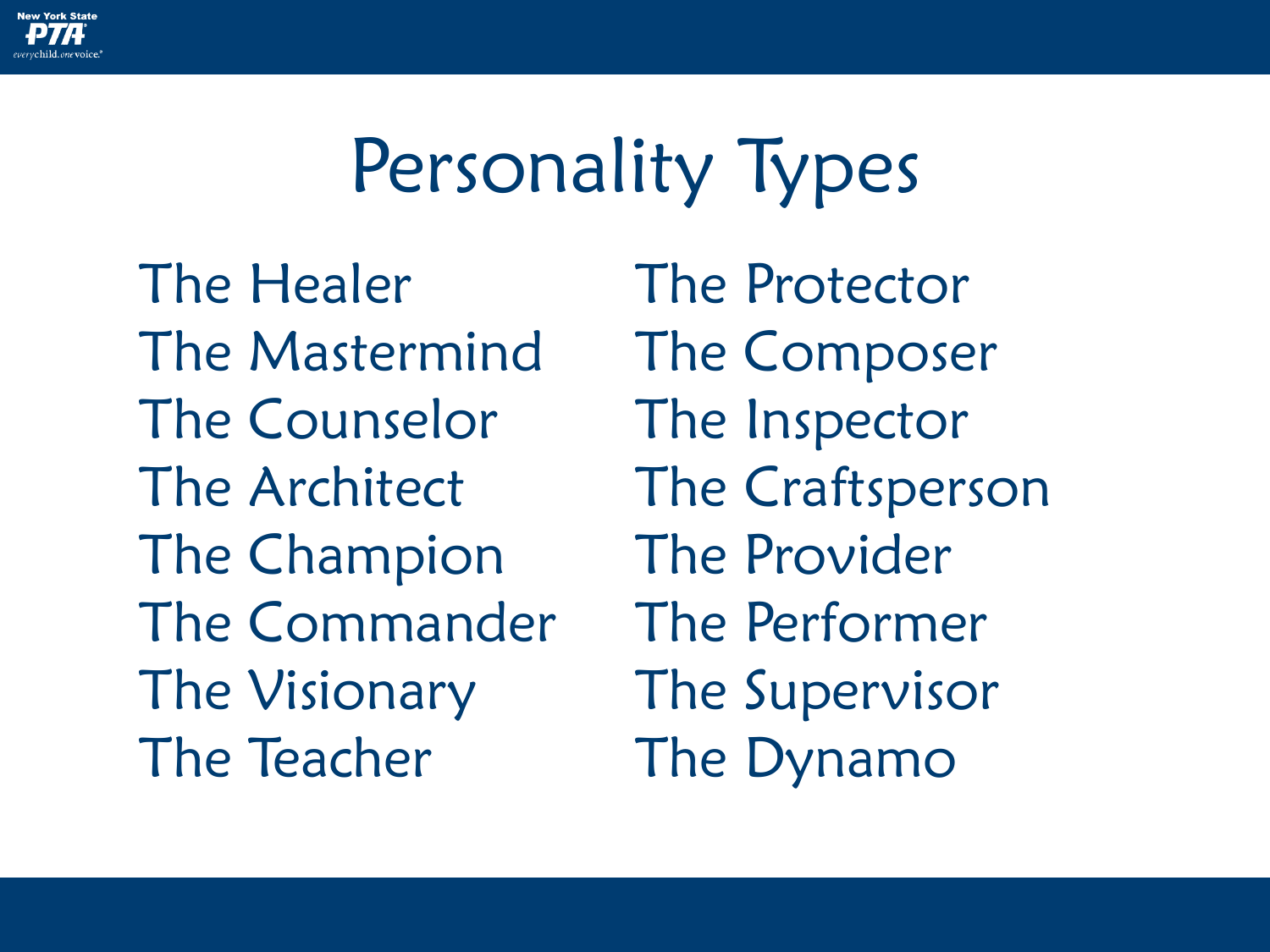# Personality Types

- The Healer
- The Mastermind
- The Counselor
- The Architect
- The Champion
- The Commander
- The Visionary
- The Teacher
- The Protector
- The Composer
- The Inspector
- The Craftsperson
- The Provider
- The Performer
- The Supervisor
- The Dynamo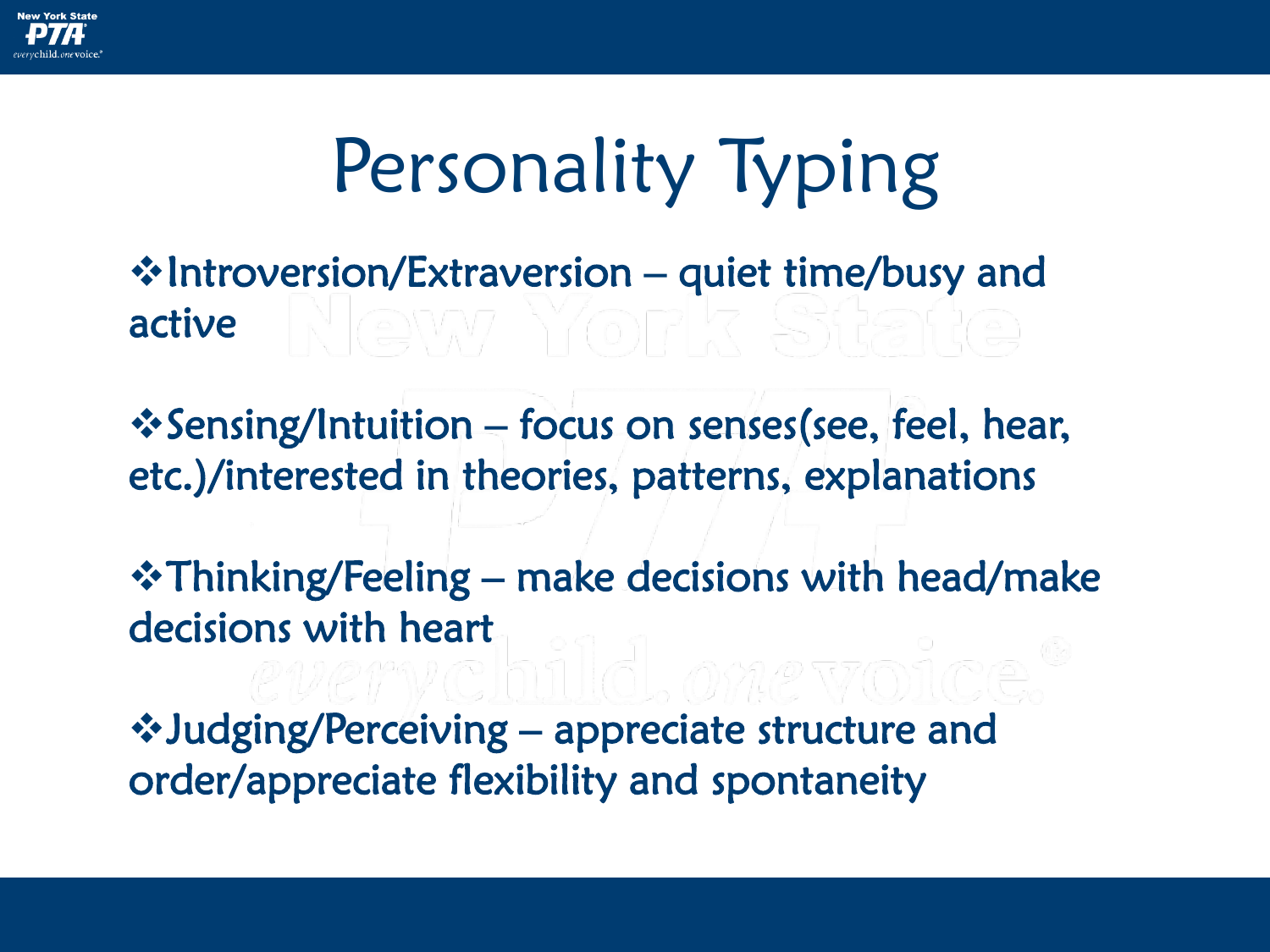# Personality Typing

- Introversion/Extraversion – quiet time/busy and active
- Sensing/Intuition – focus on senses(see, feel, hear, etc.)/interested in theories, patterns, explanations
- Thinking/Feeling – make decisions with head/make decisions with heart
- Judging/Perceiving – appreciate structure and order/appreciate flexibility and spontaneity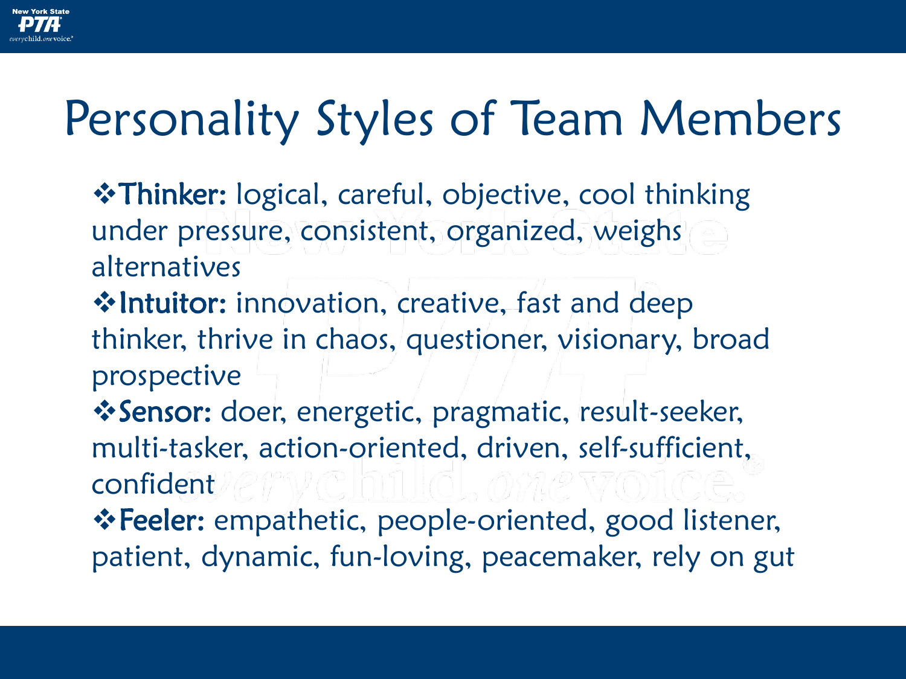# Personality Styles of Team Members

- **Thinker:** logical, careful, objective, cool thinking under pressure, consistent, organized, weighs alternatives
- **Intuitor:** innovation, creative, fast and deep thinker, thrive in chaos, questioner, visionary, broad prospective
- **Sensor:** doer, energetic, pragmatic, result-seeker, multi-tasker, action-oriented, driven, self-sufficient, confident
- **Feeler:** empathetic, people-oriented, good listener, patient, dynamic, fun-loving, peacemaker, rely on gut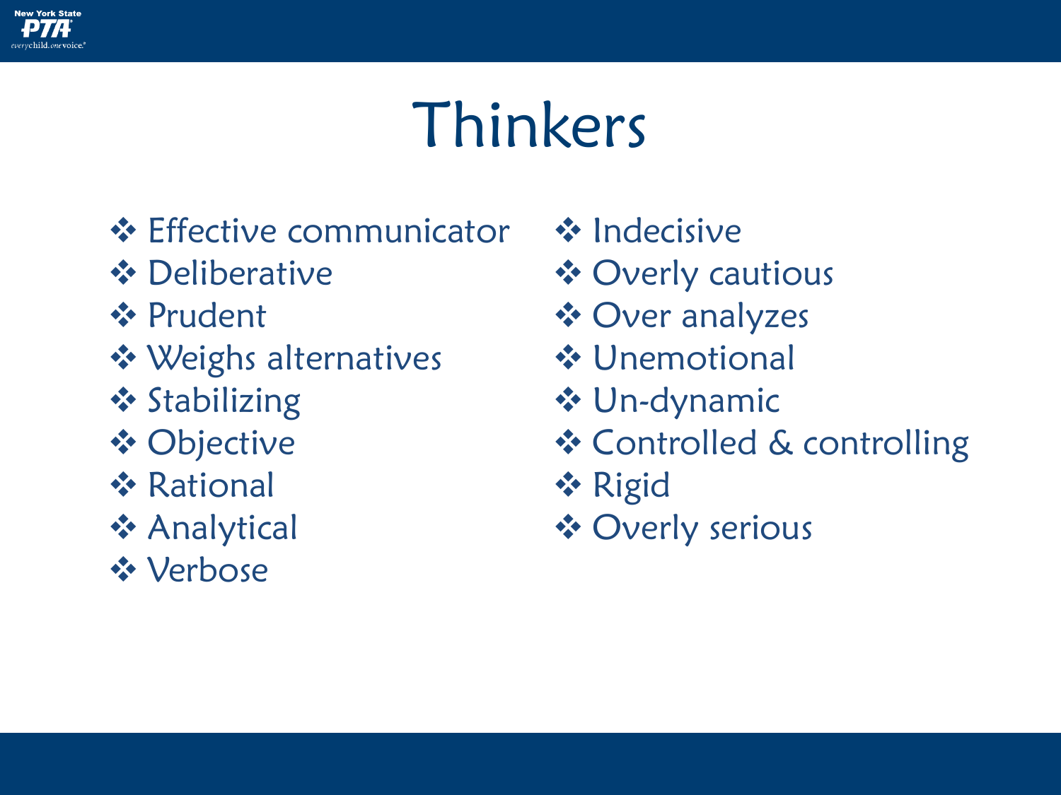# Thinkers

- Effective communicator
- Deliberative
- Prudent
- Weighs alternatives
- Stabilizing
- Objective
- Rational
- Analytical
- Verbose

- Indecisive
- Overly cautious
- Over analyzes
- Unemotional
- Un-dynamic
- Controlled & controlling
- Rigid
- Overly serious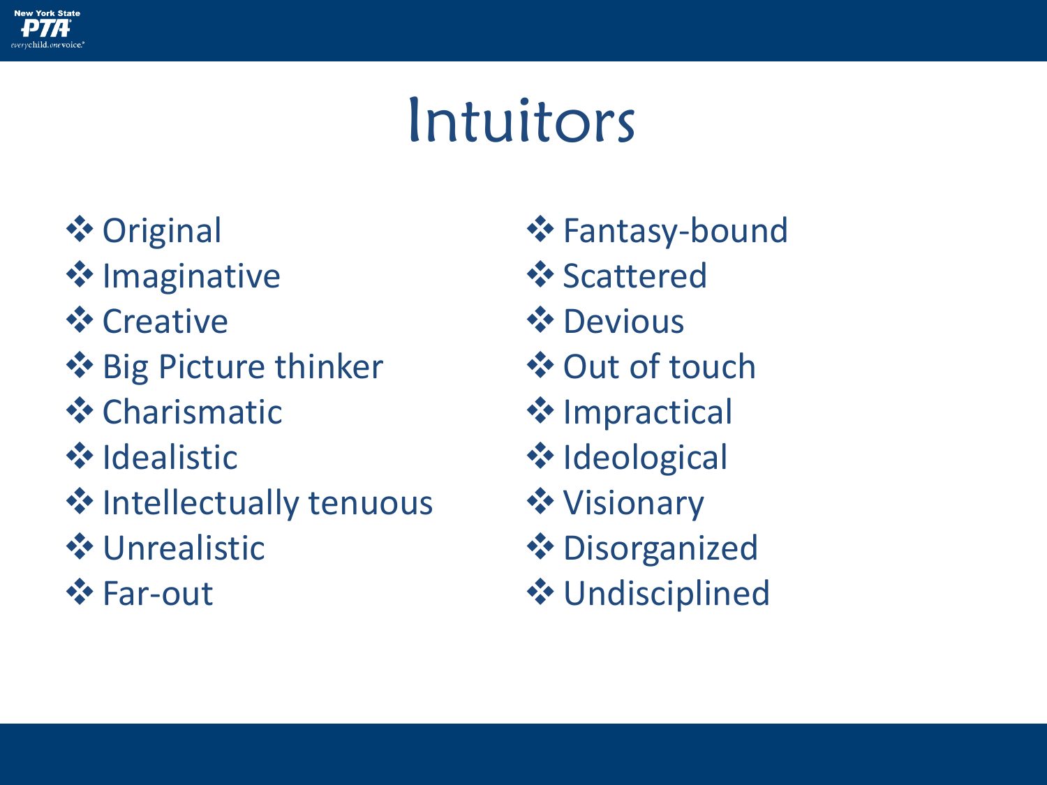# Intuitors

- Original
- Imaginative
- Creative
- Big Picture thinker
- Charismatic
- Idealistic
- Intellectually tenuous
- Unrealistic
- Far-out
- Fantasy-bound
- Scattered
- Devious
- Out of touch
- Impractical
- Ideological
- Visionary
- Disorganized
- Undisciplined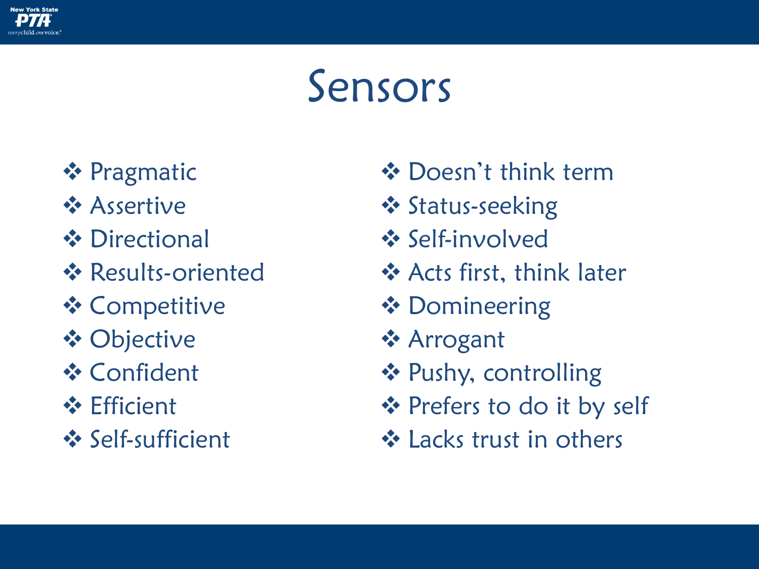# Sensors

- Pragmatic
- Assertive
- Directional
- Results-oriented
- Competitive
- Objective
- Confident
- Efficient
- Self-sufficient

- Doesn't think term
- Status-seeking
- Self-involved
- Acts first, think later
- Domineering
- Arrogant
- Pushy, controlling
- Prefers to do it by self
- Lacks trust in others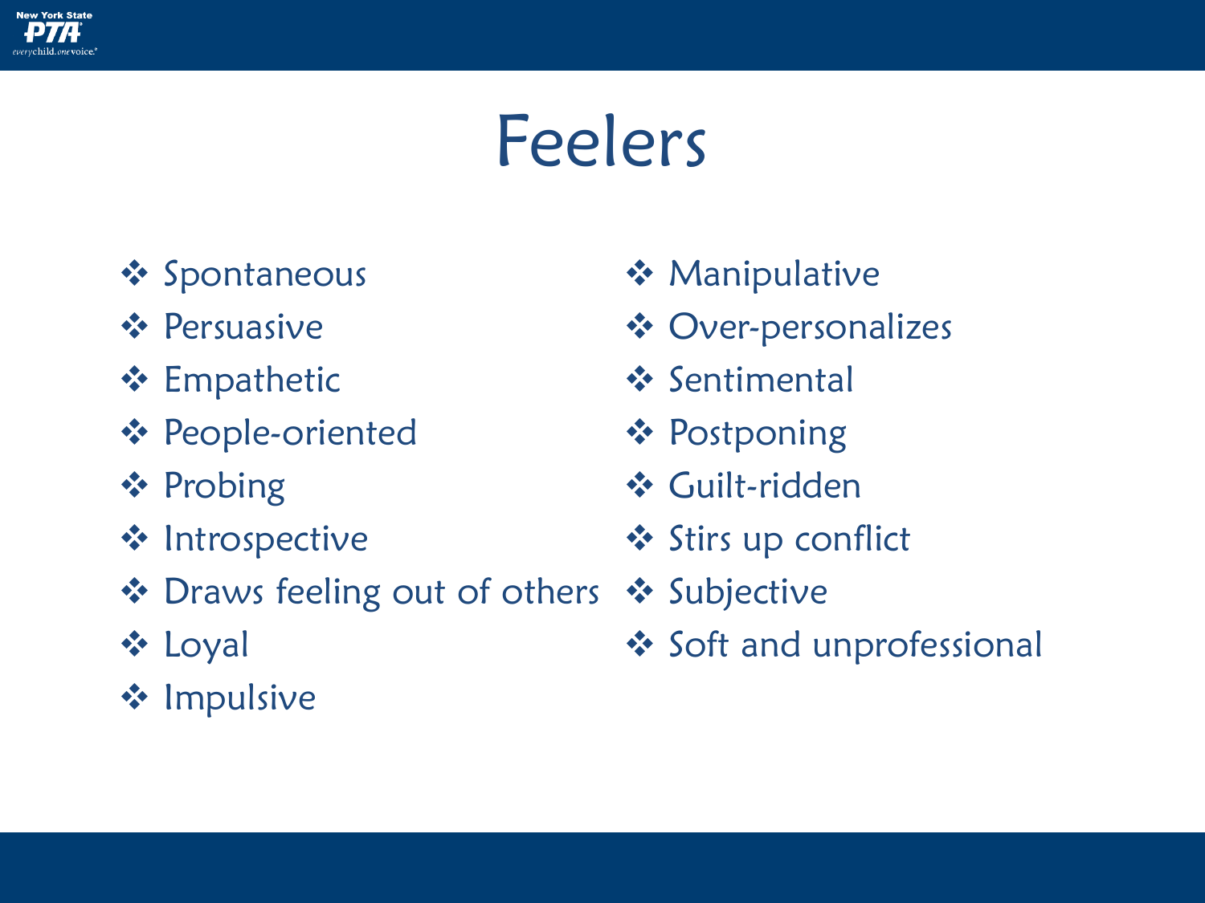# Feelers

- Spontaneous
- Persuasive
- Empathetic
- People-oriented
- Probing
- Introspective
- Draws feeling out of others
- Loyal
- Impulsive

- Manipulative
- Over-personalizes
- Sentimental
- Postponing
- Guilt-ridden
- Stirs up conflict
- Subjective
- Soft and unprofessional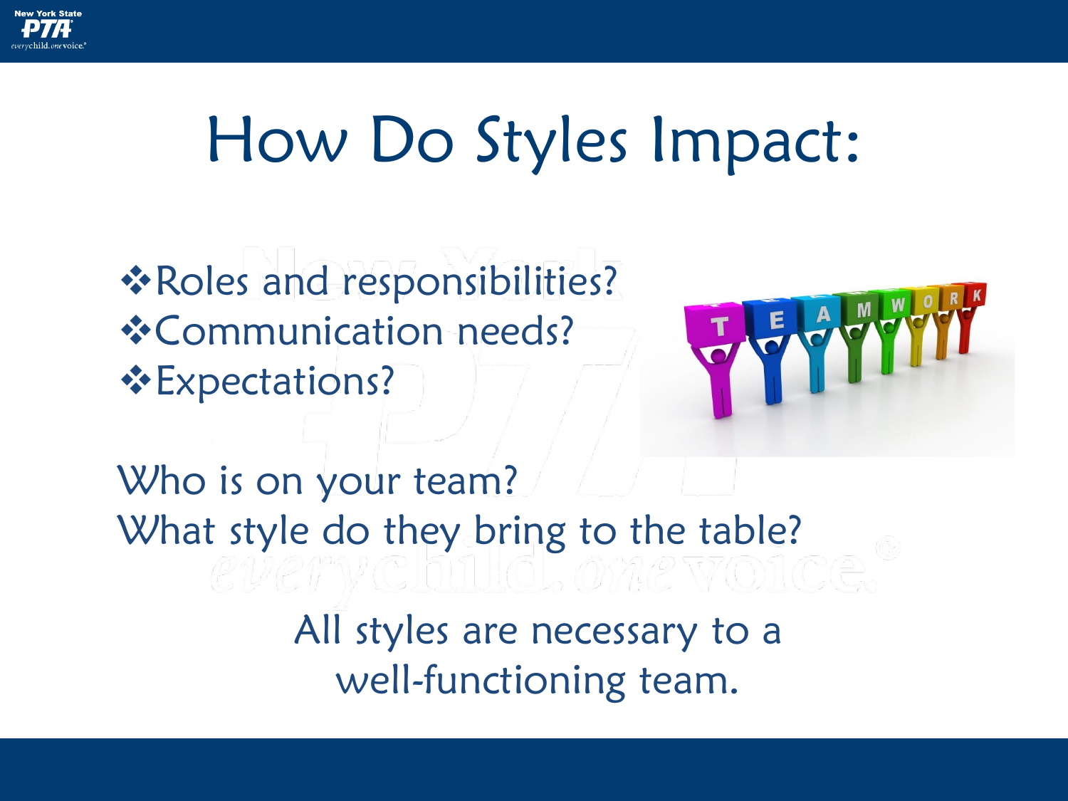# How Do Styles Impact:

- Roles and responsibilities?
- Communication needs?
- Expectations?

Who is on your team?
What style do they bring to the table?

All styles are necessary to a well-functioning team.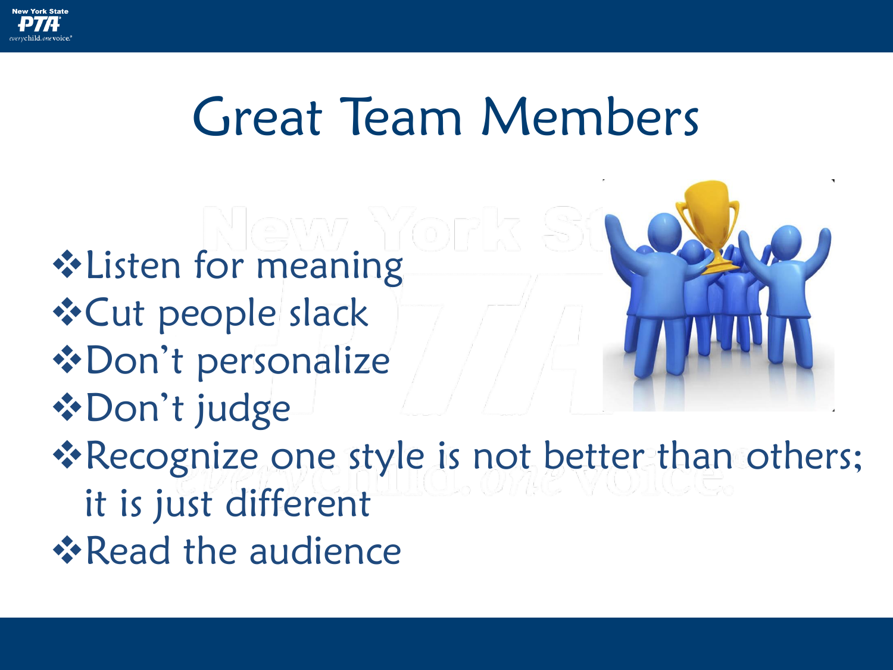# Great Team Members

- Listen for meaning
- Cut people slack
- Don't personalize
- Don't judge
- Recognize one style is not better than others; it is just different
- Read the audience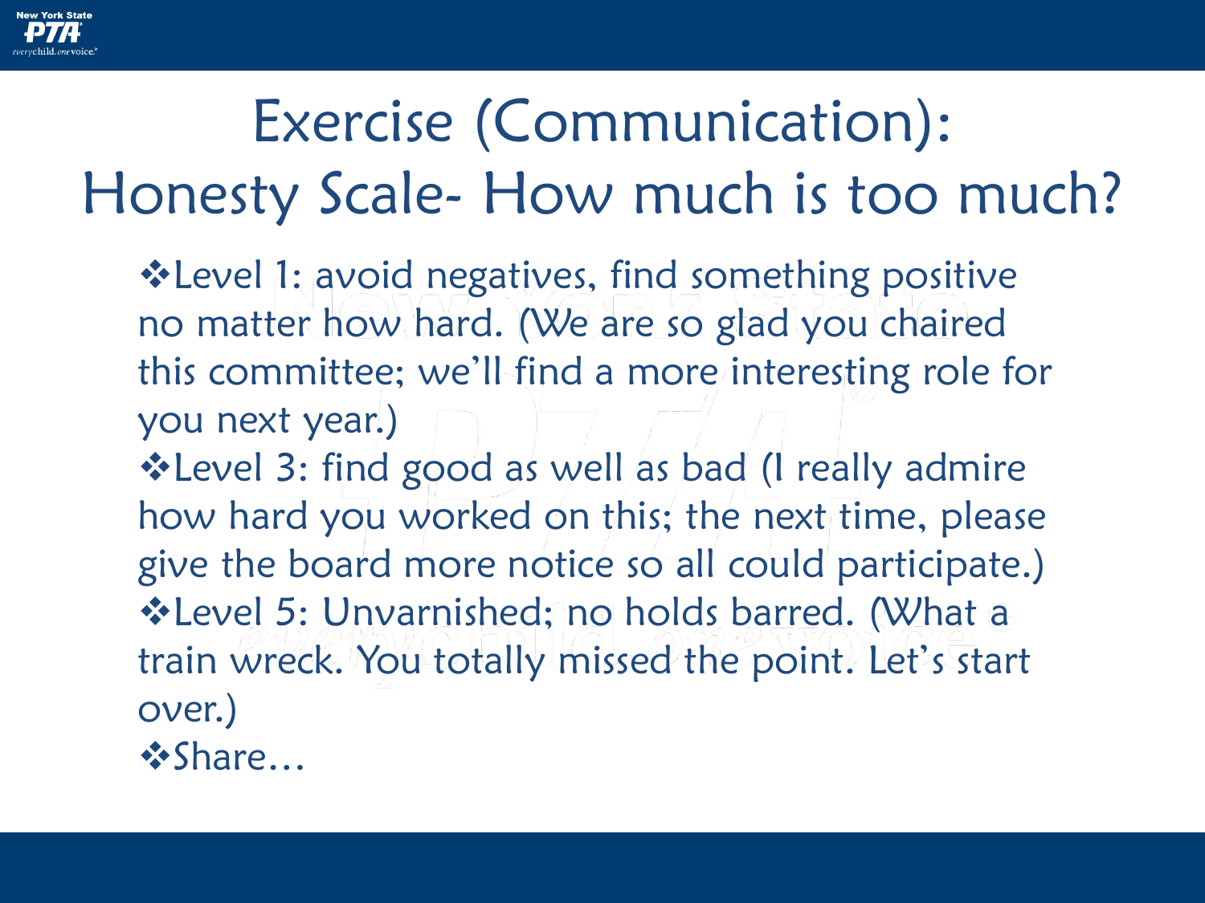# Exercise (Communication): Honesty Scale- How much is too much?

- Level 1: avoid negatives, find something positive no matter how hard. (We are so glad you chaired this committee; we'll find a more interesting role for you next year.)
- Level 3: find good as well as bad (I really admire how hard you worked on this; the next time, please give the board more notice so all could participate.)
- Level 5: Unvarnished; no holds barred. (What a train wreck. You totally missed the point. Let's start over.)
- Share…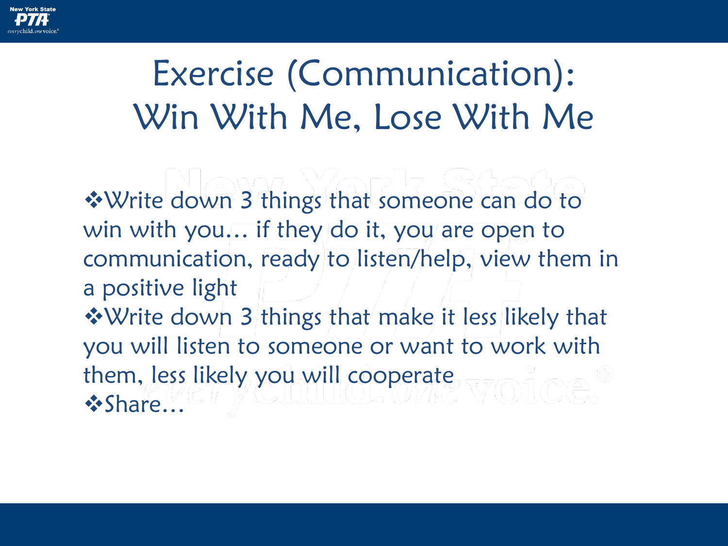# Exercise (Communication): Win With Me, Lose With Me

- Write down 3 things that someone can do to win with you… if they do it, you are open to communication, ready to listen/help, view them in a positive light
- Write down 3 things that make it less likely that you will listen to someone or want to work with them, less likely you will cooperate
- Share…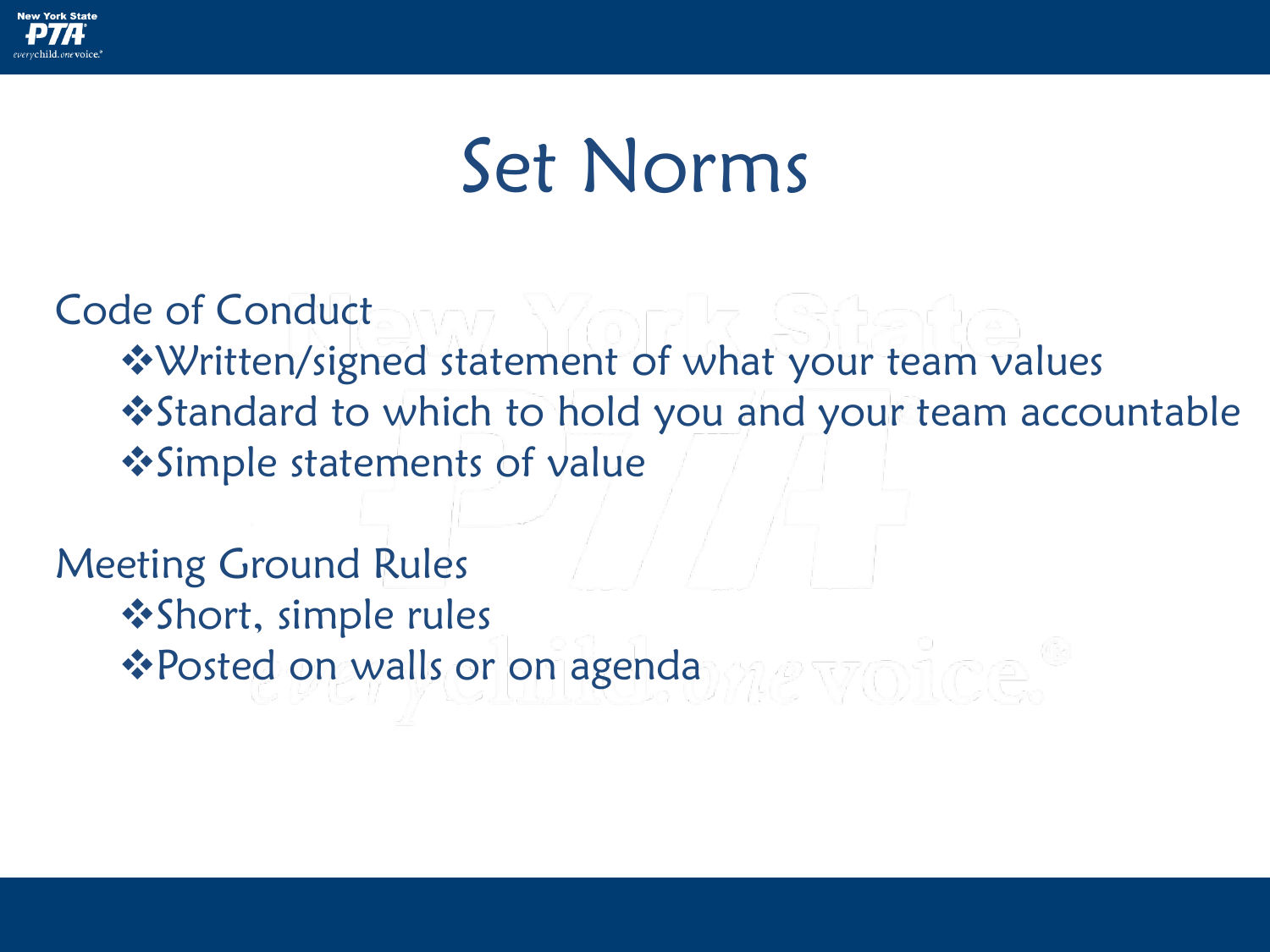# Set Norms

Code of Conduct

- Written/signed statement of what your team values
- Standard to which to hold you and your team accountable
- Simple statements of value

Meeting Ground Rules

- Short, simple rules
- Posted on walls or on agenda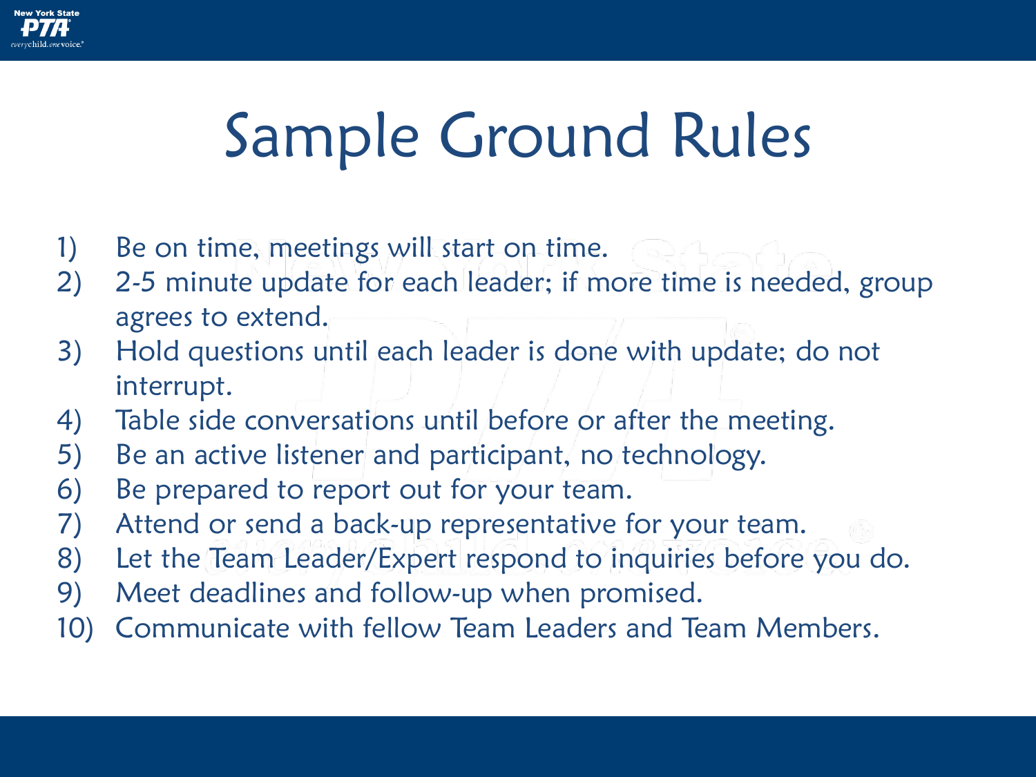# Sample Ground Rules

1) Be on time, meetings will start on time.
2) 2-5 minute update for each leader; if more time is needed, group agrees to extend.
3) Hold questions until each leader is done with update; do not interrupt.
4) Table side conversations until before or after the meeting.
5) Be an active listener and participant, no technology.
6) Be prepared to report out for your team.
7) Attend or send a back-up representative for your team.
8) Let the Team Leader/Expert respond to inquiries before you do.
9) Meet deadlines and follow-up when promised.
10) Communicate with fellow Team Leaders and Team Members.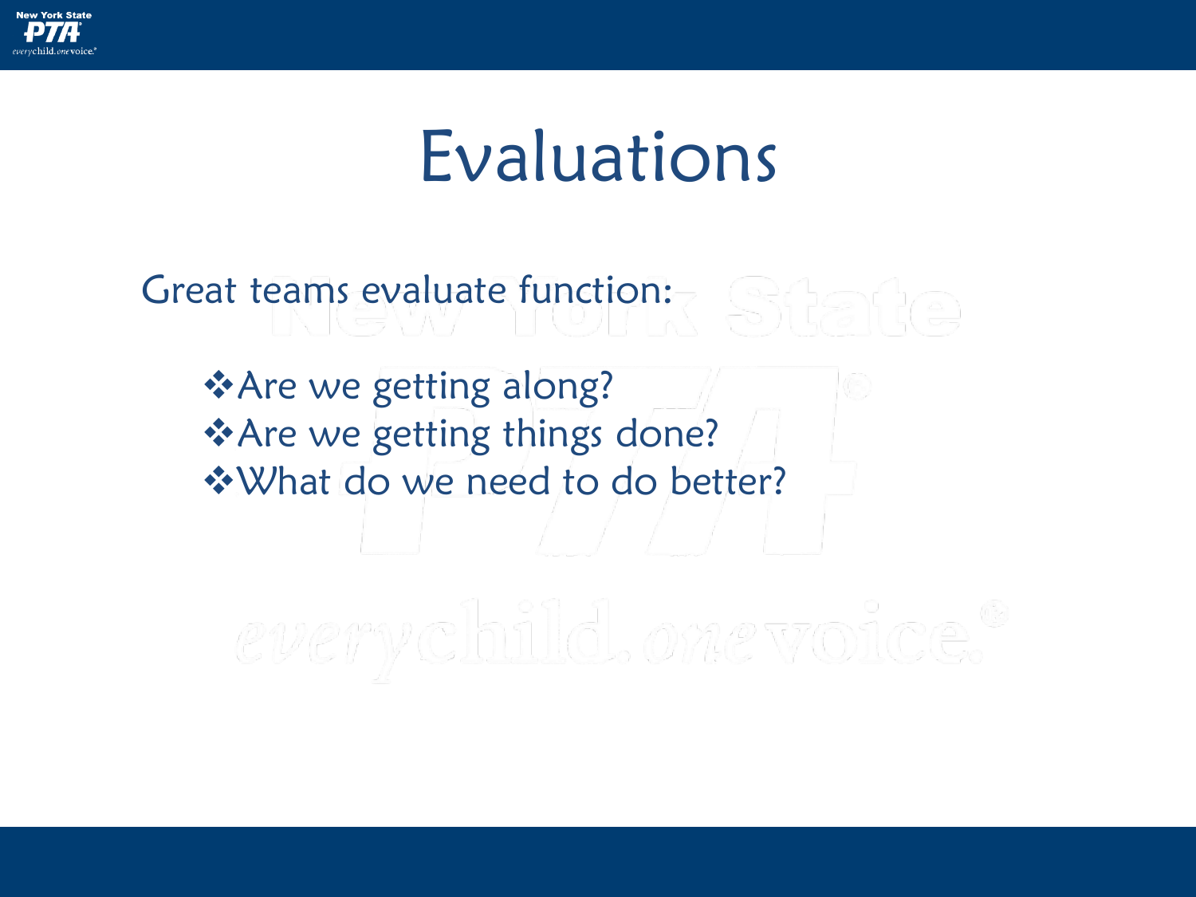# Evaluations

Great teams evaluate function:

- Are we getting along?
- Are we getting things done?
- What do we need to do better?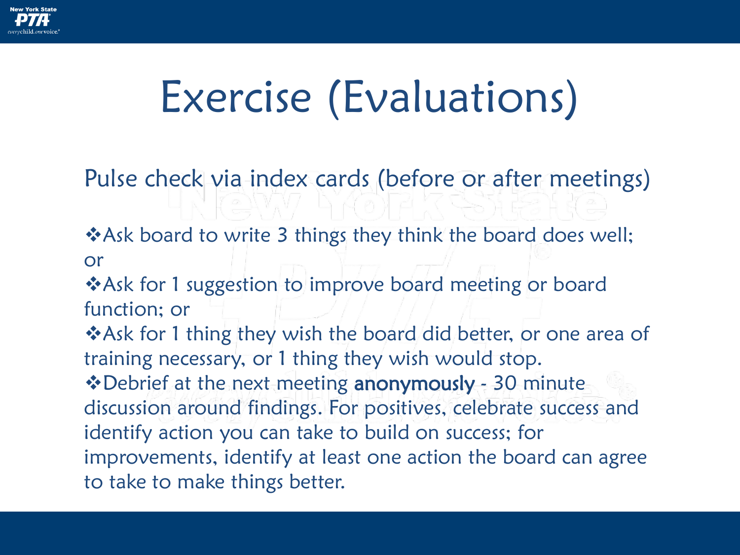# Exercise (Evaluations)

Pulse check via index cards (before or after meetings)

- Ask board to write 3 things they think the board does well; or
- Ask for 1 suggestion to improve board meeting or board function; or
- Ask for 1 thing they wish the board did better, or one area of training necessary, or 1 thing they wish would stop.
- Debrief at the next meeting **anonymously** - 30 minute discussion around findings. For positives, celebrate success and identify action you can take to build on success; for improvements, identify at least one action the board can agree to take to make things better.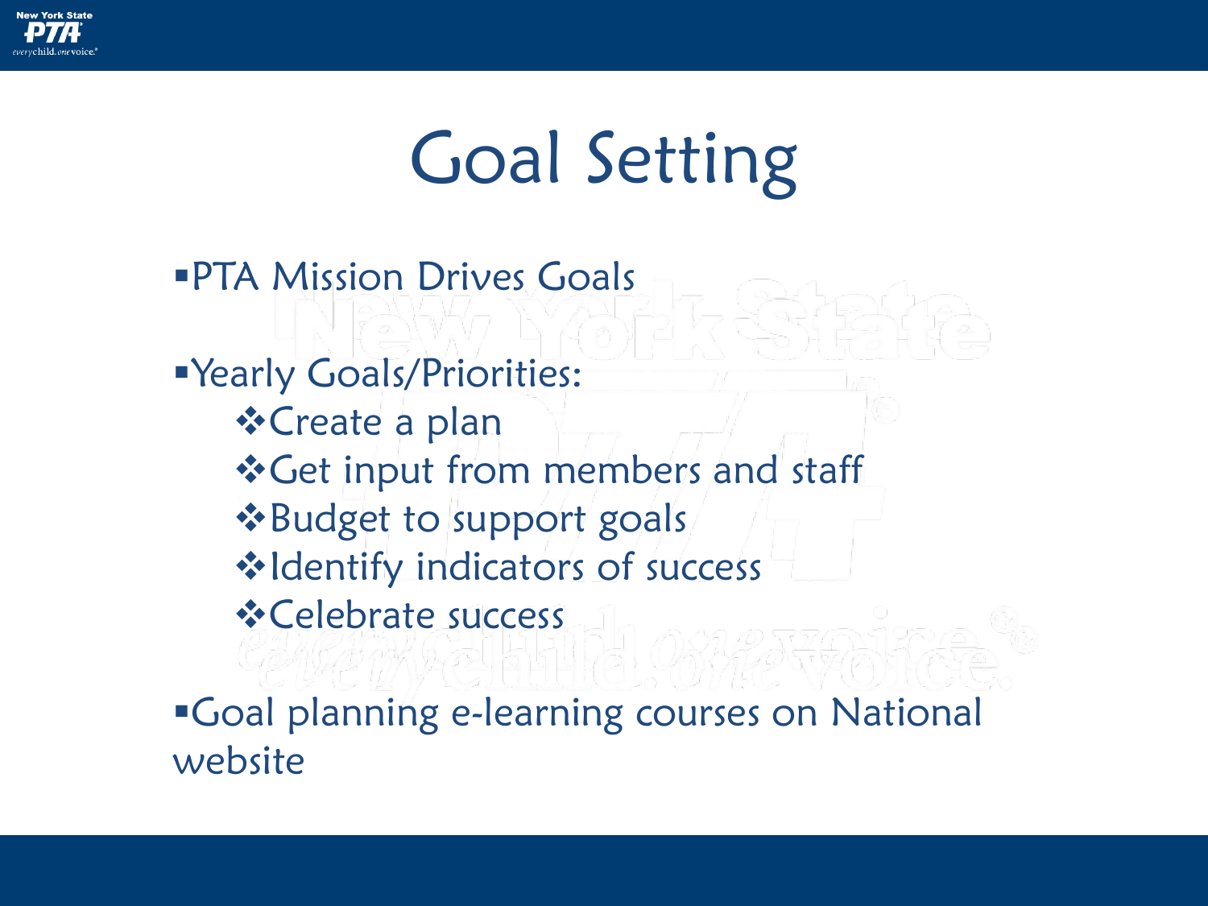# Goal Setting

- PTA Mission Drives Goals
- Yearly Goals/Priorities:
  - Create a plan
  - Get input from members and staff
  - Budget to support goals
  - Identify indicators of success
  - Celebrate success
- Goal planning e-learning courses on National website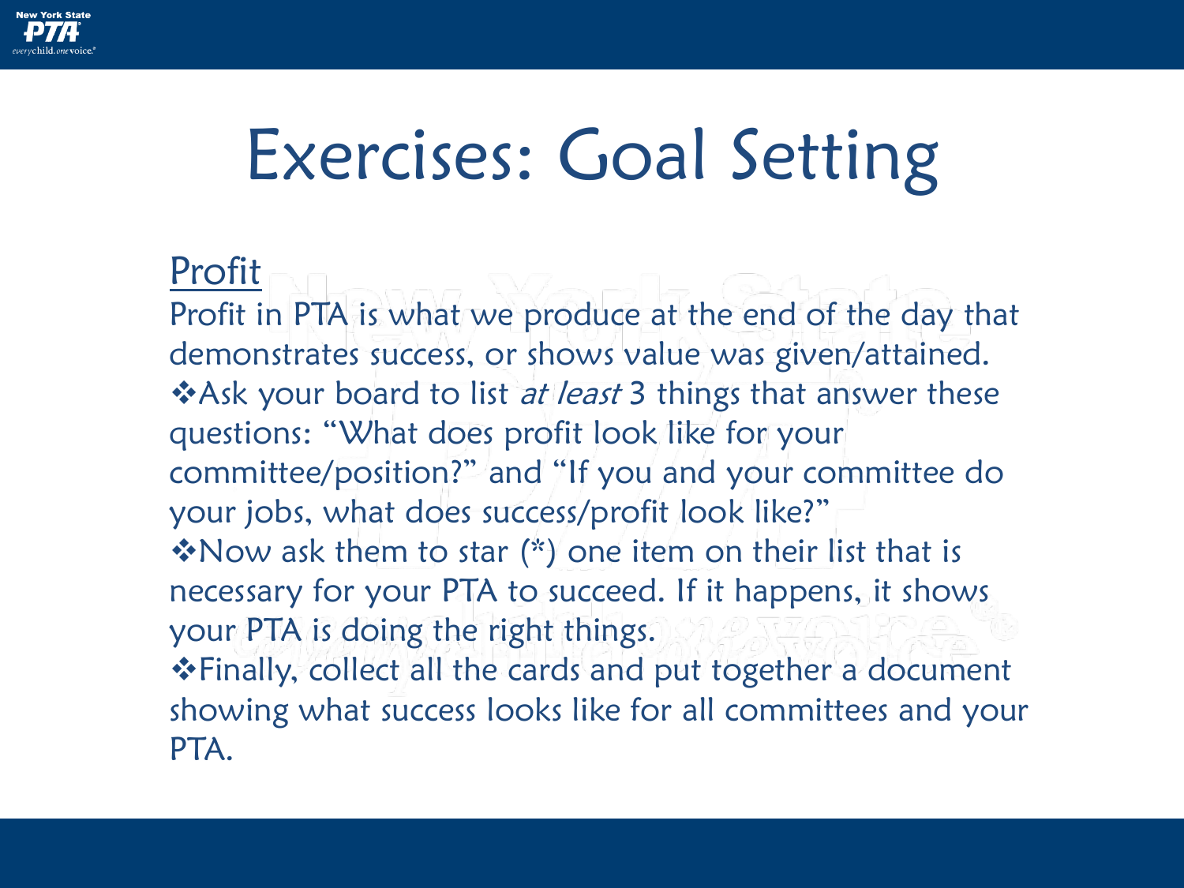# Exercises: Goal Setting

## Profit

Profit in PTA is what we produce at the end of the day that demonstrates success, or shows value was given/attained.

- ❖Ask your board to list *at least* 3 things that answer these questions: "What does profit look like for your committee/position?" and "If you and your committee do your jobs, what does success/profit look like?"
- ❖Now ask them to star (*) one item on their list that is necessary for your PTA to succeed. If it happens, it shows your PTA is doing the right things.
- ❖Finally, collect all the cards and put together a document showing what success looks like for all committees and your PTA.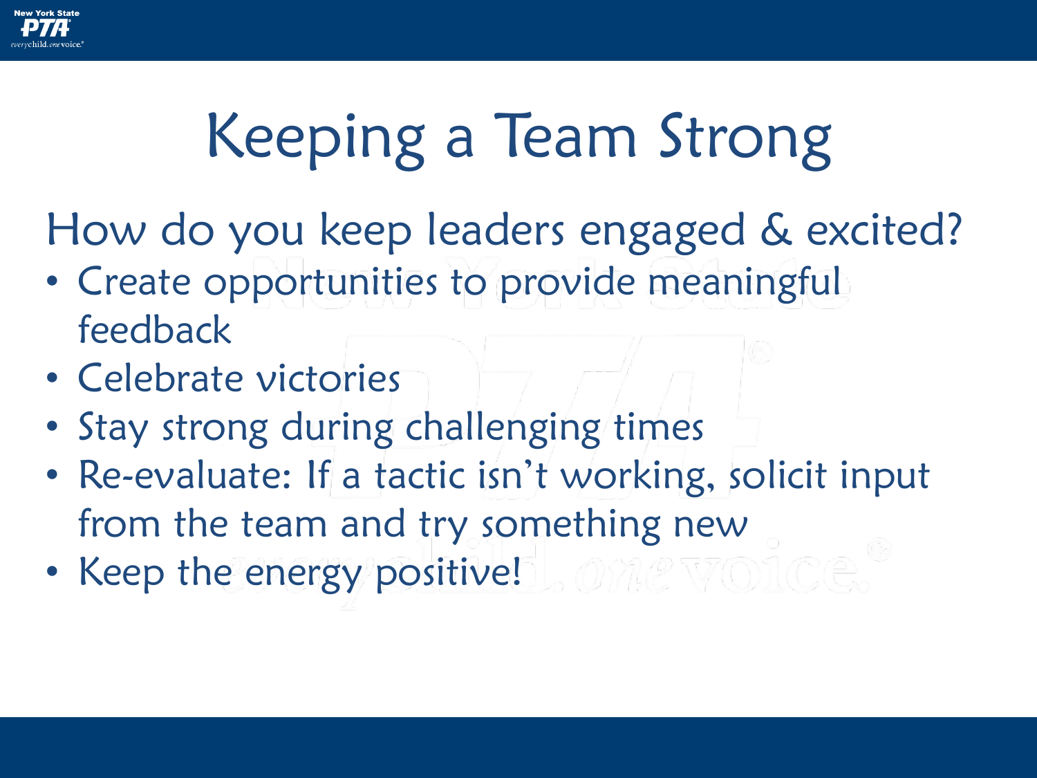# Keeping a Team Strong

How do you keep leaders engaged & excited?

- Create opportunities to provide meaningful feedback
- Celebrate victories
- Stay strong during challenging times
- Re-evaluate: If a tactic isn't working, solicit input from the team and try something new
- Keep the energy positive!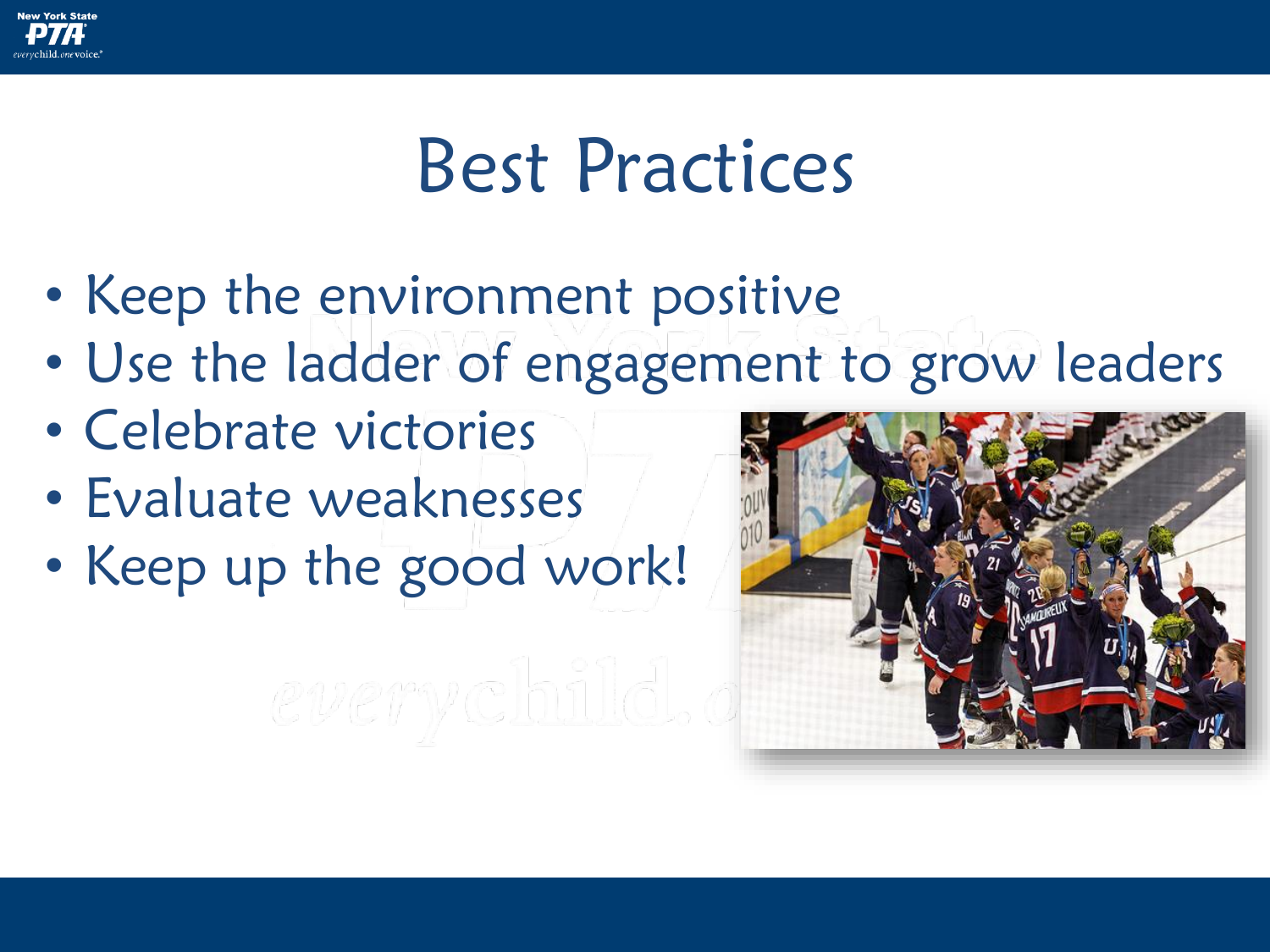# Best Practices

- Keep the environment positive
- Use the ladder of engagement to grow leaders
- Celebrate victories
- Evaluate weaknesses
- Keep up the good work!